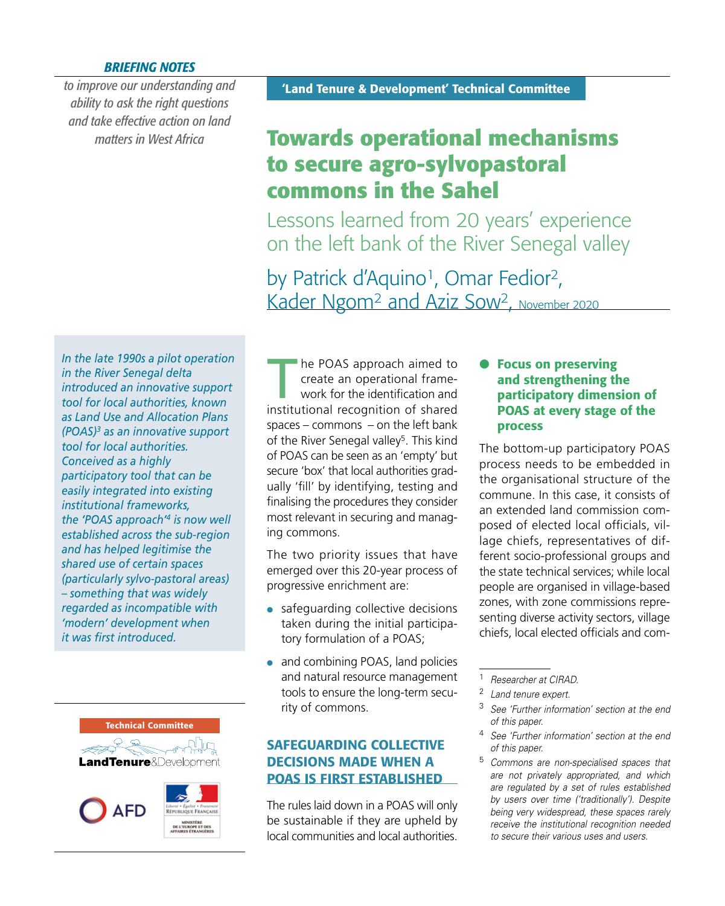***BRIEFING NOTES***

*to improve our understanding and ability to ask the right questions and take effective action on land matters in West Africa*

**'Land Tenure & Development' Technical Committee**

# Towards operational mechanisms to secure agro-sylvopastoral commons in the Sahel

## Lessons learned from 20 years' experience on the left bank of the River Senegal valley

by Patrick d'Aquino[1], Omar Fedior[2], Kader Ngom[2] and Aziz Sow[2], November 2020

*In the late 1990s a pilot operation in the River Senegal delta introduced an innovative support tool for local authorities, known as Land Use and Allocation Plans (POAS)[3] as an innovative support tool for local authorities. Conceived as a highly participatory tool that can be easily integrated into existing institutional frameworks, the 'POAS approach'[4] is now well established across the sub-region and has helped legitimise the shared use of certain spaces (particularly sylvo-pastoral areas) – something that was widely regarded as incompatible with 'modern' development when it was first introduced.*

The POAS approach aimed to create an operational framework for the identification and institutional recognition of shared spaces – commons – on the left bank of the River Senegal valley[5]. This kind of POAS can be seen as an 'empty' but secure 'box' that local authorities gradually 'fill' by identifying, testing and finalising the procedures they consider most relevant in securing and managing commons.

The two priority issues that have emerged over this 20-year process of progressive enrichment are:

- safeguarding collective decisions taken during the initial participatory formulation of a POAS;
- and combining POAS, land policies and natural resource management tools to ensure the long-term security of commons.

## SAFEGUARDING COLLECTIVE DECISIONS MADE WHEN A POAS IS FIRST ESTABLISHED

The rules laid down in a POAS will only be sustainable if they are upheld by local communities and local authorities.

### Focus on preserving and strengthening the participatory dimension of POAS at every stage of the process

The bottom-up participatory POAS process needs to be embedded in the organisational structure of the commune. In this case, it consists of an extended land commission composed of elected local officials, village chiefs, representatives of different socio-professional groups and the state technical services; while local people are organised in village-based zones, with zone commissions representing diverse activity sectors, village chiefs, local elected officials and com-

---

[1] *Researcher at CIRAD.*

[2] *Land tenure expert.*

[3] *See 'Further information' section at the end of this paper.*

[4] *See 'Further information' section at the end of this paper.*

[5] *Commons are non-specialised spaces that are not privately appropriated, and which are regulated by a set of rules established by users over time ('traditionally'). Despite being very widespread, these spaces rarely receive the institutional recognition needed to secure their various uses and users.*

Technical Committee LandTenure&Development

AFD

Liberté • Égalité • Fraternité
République Française
Ministère de l'Europe et des Affaires Étrangères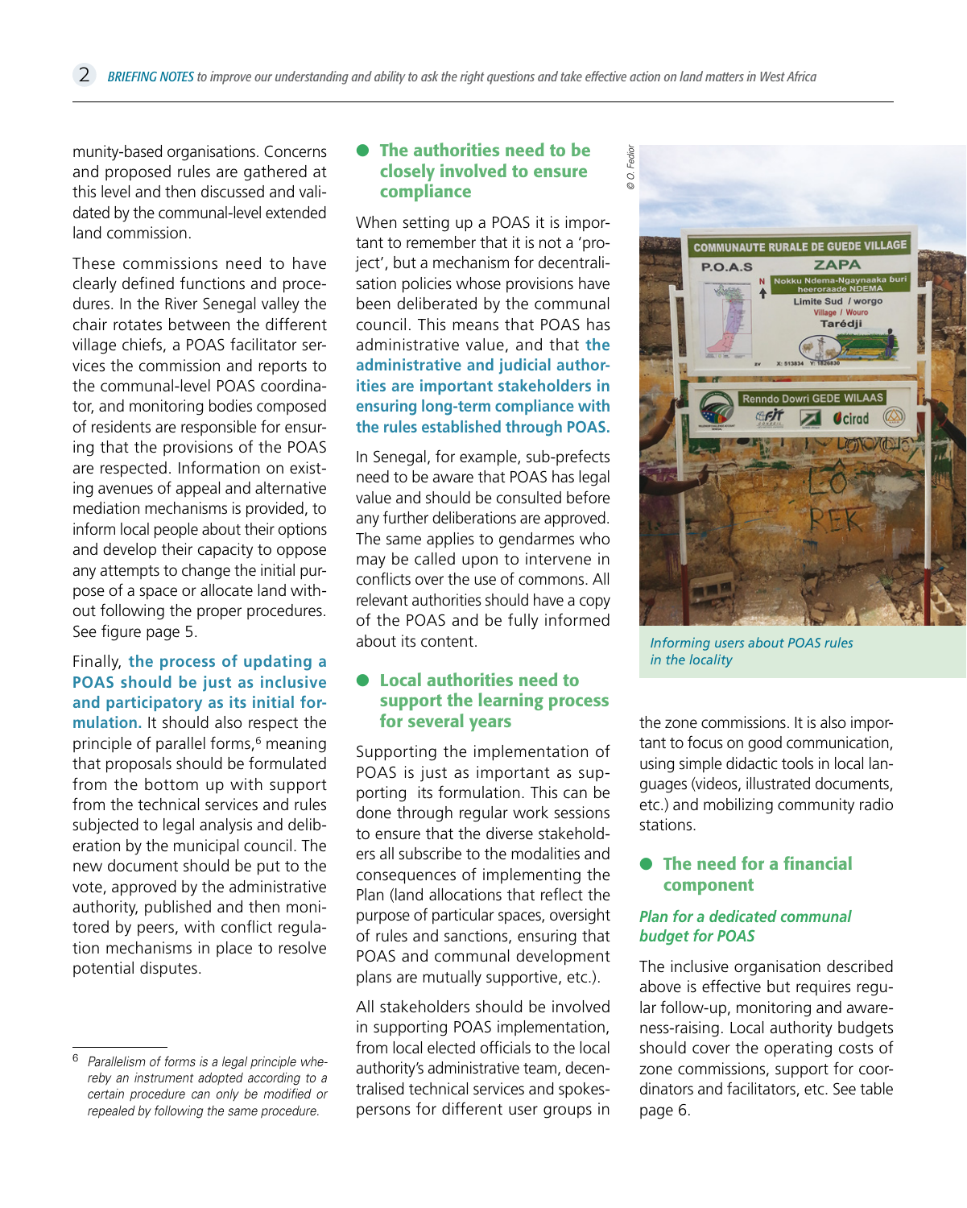munity-based organisations. Concerns and proposed rules are gathered at this level and then discussed and validated by the communal-level extended land commission.

These commissions need to have clearly defined functions and procedures. In the River Senegal valley the chair rotates between the different village chiefs, a POAS facilitator services the commission and reports to the communal-level POAS coordinator, and monitoring bodies composed of residents are responsible for ensuring that the provisions of the POAS are respected. Information on existing avenues of appeal and alternative mediation mechanisms is provided, to inform local people about their options and develop their capacity to oppose any attempts to change the initial purpose of a space or allocate land without following the proper procedures. See figure page 5.

Finally, **the process of updating a POAS should be just as inclusive and participatory as its initial formulation.** It should also respect the principle of parallel forms,[6] meaning that proposals should be formulated from the bottom up with support from the technical services and rules subjected to legal analysis and deliberation by the municipal council. The new document should be put to the vote, approved by the administrative authority, published and then monitored by peers, with conflict regulation mechanisms in place to resolve potential disputes.

### The authorities need to be closely involved to ensure compliance

When setting up a POAS it is important to remember that it is not a 'project', but a mechanism for decentralisation policies whose provisions have been deliberated by the communal council. This means that POAS has administrative value, and that **the administrative and judicial authorities are important stakeholders in ensuring long-term compliance with the rules established through POAS.**

In Senegal, for example, sub-prefects need to be aware that POAS has legal value and should be consulted before any further deliberations are approved. The same applies to gendarmes who may be called upon to intervene in conflicts over the use of commons. All relevant authorities should have a copy of the POAS and be fully informed about its content.

### Local authorities need to support the learning process for several years

Supporting the implementation of POAS is just as important as supporting its formulation. This can be done through regular work sessions to ensure that the diverse stakeholders all subscribe to the modalities and consequences of implementing the Plan (land allocations that reflect the purpose of particular spaces, oversight of rules and sanctions, ensuring that POAS and communal development plans are mutually supportive, etc.).

All stakeholders should be involved in supporting POAS implementation, from local elected officials to the local authority's administrative team, decentralised technical services and spokespersons for different user groups in the zone commissions. It is also important to focus on good communication, using simple didactic tools in local languages (videos, illustrated documents, etc.) and mobilizing community radio stations.

*Informing users about POAS rules in the locality*

### The need for a financial component

#### *Plan for a dedicated communal budget for POAS*

The inclusive organisation described above is effective but requires regular follow-up, monitoring and awareness-raising. Local authority budgets should cover the operating costs of zone commissions, support for coordinators and facilitators, etc. See table page 6.

---

[6] *Parallelism of forms is a legal principle whereby an instrument adopted according to a certain procedure can only be modified or repealed by following the same procedure.*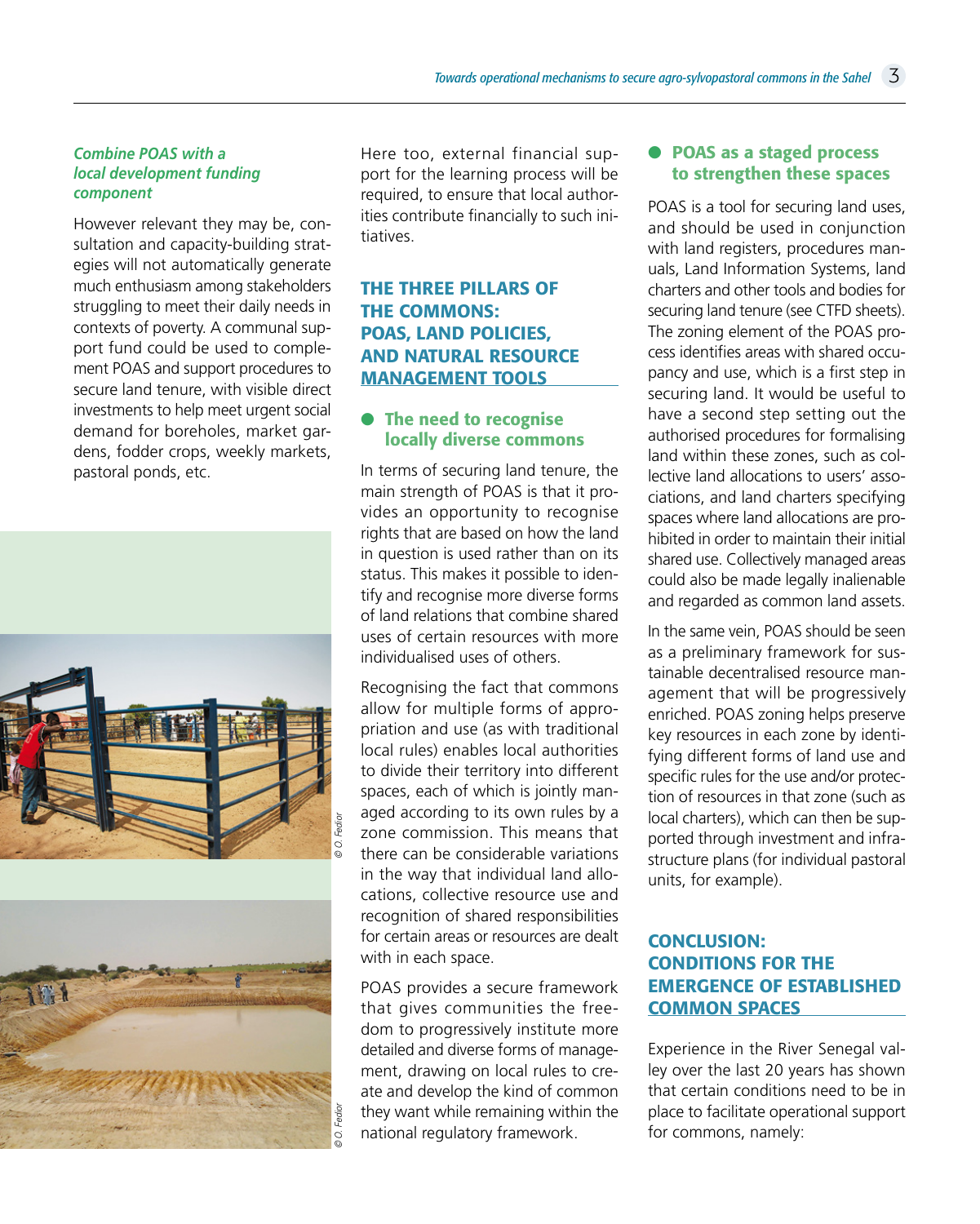### *Combine POAS with a local development funding component*

However relevant they may be, consultation and capacity-building strategies will not automatically generate much enthusiasm among stakeholders struggling to meet their daily needs in contexts of poverty. A communal support fund could be used to complement POAS and support procedures to secure land tenure, with visible direct investments to help meet urgent social demand for boreholes, market gardens, fodder crops, weekly markets, pastoral ponds, etc.

Here too, external financial support for the learning process will be required, to ensure that local authorities contribute financially to such initiatives.

## THE THREE PILLARS OF THE COMMONS: POAS, LAND POLICIES, AND NATURAL RESOURCE MANAGEMENT TOOLS

### The need to recognise locally diverse commons

In terms of securing land tenure, the main strength of POAS is that it provides an opportunity to recognise rights that are based on how the land in question is used rather than on its status. This makes it possible to identify and recognise more diverse forms of land relations that combine shared uses of certain resources with more individualised uses of others.

Recognising the fact that commons allow for multiple forms of appropriation and use (as with traditional local rules) enables local authorities to divide their territory into different spaces, each of which is jointly managed according to its own rules by a zone commission. This means that there can be considerable variations in the way that individual land allocations, collective resource use and recognition of shared responsibilities for certain areas or resources are dealt with in each space.

POAS provides a secure framework that gives communities the freedom to progressively institute more detailed and diverse forms of management, drawing on local rules to create and develop the kind of common they want while remaining within the national regulatory framework.

### POAS as a staged process to strengthen these spaces

POAS is a tool for securing land uses, and should be used in conjunction with land registers, procedures manuals, Land Information Systems, land charters and other tools and bodies for securing land tenure (see CTFD sheets). The zoning element of the POAS process identifies areas with shared occupancy and use, which is a first step in securing land. It would be useful to have a second step setting out the authorised procedures for formalising land within these zones, such as collective land allocations to users' associations, and land charters specifying spaces where land allocations are prohibited in order to maintain their initial shared use. Collectively managed areas could also be made legally inalienable and regarded as common land assets.

In the same vein, POAS should be seen as a preliminary framework for sustainable decentralised resource management that will be progressively enriched. POAS zoning helps preserve key resources in each zone by identifying different forms of land use and specific rules for the use and/or protection of resources in that zone (such as local charters), which can then be supported through investment and infrastructure plans (for individual pastoral units, for example).

© O. Fedior

© O. Fedior

## CONCLUSION: CONDITIONS FOR THE EMERGENCE OF ESTABLISHED COMMON SPACES

Experience in the River Senegal valley over the last 20 years has shown that certain conditions need to be in place to facilitate operational support for commons, namely: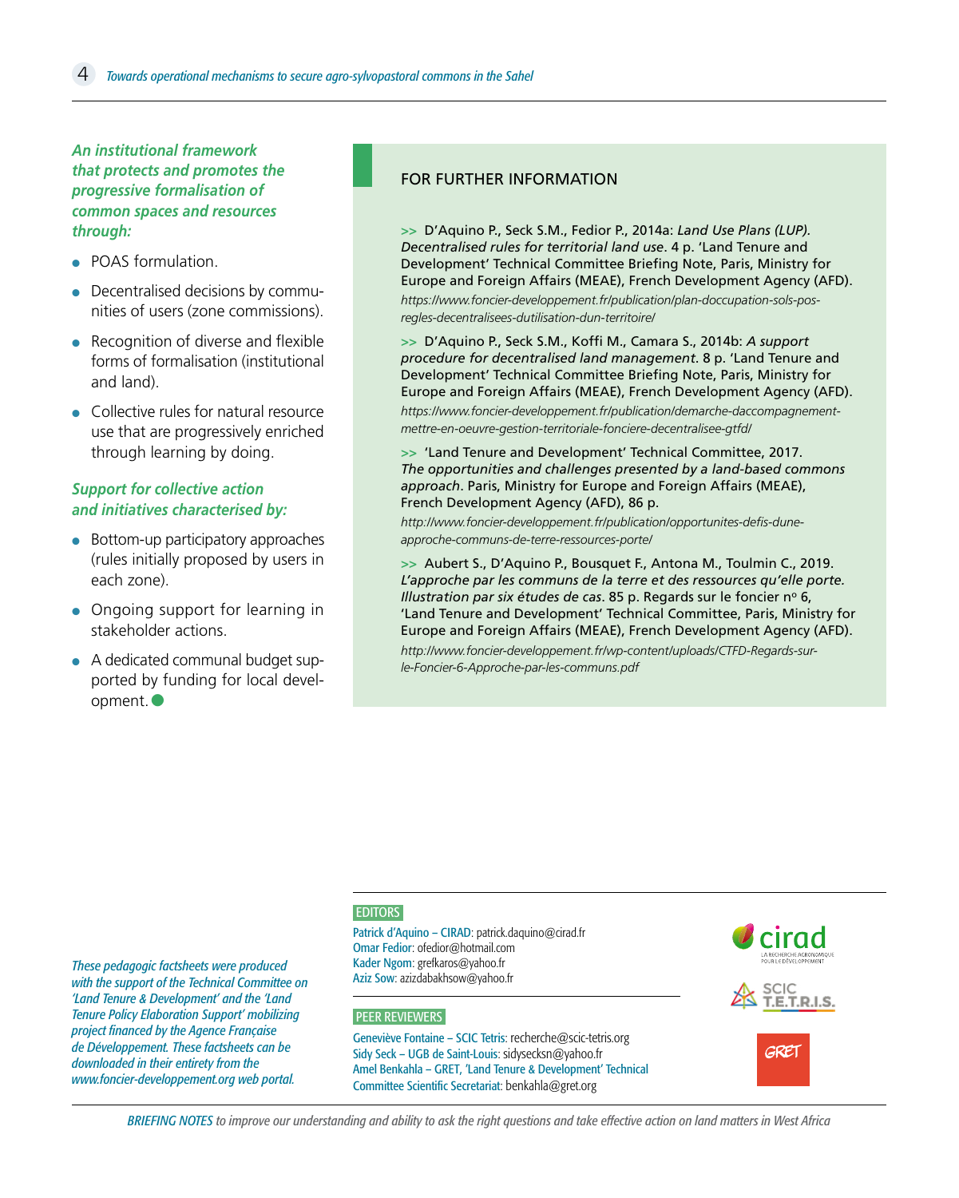***An institutional framework that protects and promotes the progressive formalisation of common spaces and resources through:***

- POAS formulation.
- Decentralised decisions by communities of users (zone commissions).
- Recognition of diverse and flexible forms of formalisation (institutional and land).
- Collective rules for natural resource use that are progressively enriched through learning by doing.

***Support for collective action and initiatives characterised by:***

- Bottom-up participatory approaches (rules initially proposed by users in each zone).
- Ongoing support for learning in stakeholder actions.
- A dedicated communal budget supported by funding for local development.

## FOR FURTHER INFORMATION

>> D'Aquino P., Seck S.M., Fedior P., 2014a: *Land Use Plans (LUP). Decentralised rules for territorial land use*. 4 p. 'Land Tenure and Development' Technical Committee Briefing Note, Paris, Ministry for Europe and Foreign Affairs (MEAE), French Development Agency (AFD).
*https://www.foncier-developpement.fr/publication/plan-doccupation-sols-pos-regles-decentralisees-dutilisation-dun-territoire/*

>> D'Aquino P., Seck S.M., Koffi M., Camara S., 2014b: *A support procedure for decentralised land management*. 8 p. 'Land Tenure and Development' Technical Committee Briefing Note, Paris, Ministry for Europe and Foreign Affairs (MEAE), French Development Agency (AFD).
*https://www.foncier-developpement.fr/publication/demarche-daccompagnement-mettre-en-oeuvre-gestion-territoriale-fonciere-decentralisee-gtfd/*

>> 'Land Tenure and Development' Technical Committee, 2017. *The opportunities and challenges presented by a land-based commons approach*. Paris, Ministry for Europe and Foreign Affairs (MEAE), French Development Agency (AFD), 86 p.
*http://www.foncier-developpement.fr/publication/opportunites-defis-dune-approche-communs-de-terre-ressources-portel/*

>> Aubert S., D'Aquino P., Bousquet F., Antona M., Toulmin C., 2019. *L'approche par les communs de la terre et des ressources qu'elle porte. Illustration par six études de cas*. 85 p. Regards sur le foncier nº 6, 'Land Tenure and Development' Technical Committee, Paris, Ministry for Europe and Foreign Affairs (MEAE), French Development Agency (AFD).
*http://www.foncier-developpement.fr/wp-content/uploads/CTFD-Regards-sur-le-Foncier-6-Approche-par-les-communs.pdf*

*These pedagogic factsheets were produced with the support of the Technical Committee on 'Land Tenure & Development' and the 'Land Tenure Policy Elaboration Support' mobilizing project financed by the Agence Française de Développement. These factsheets can be downloaded in their entirety from the www.foncier-developpement.org web portal.*

**EDITORS**

Patrick d'Aquino – CIRAD: patrick.daquino@cirad.fr
Omar Fedior: ofedior@hotmail.com
Kader Ngom: grefkaros@yahoo.fr
Aziz Sow: azizdabakhsow@yahoo.fr

**PEER REVIEWERS**

Geneviève Fontaine – SCIC Tetris: recherche@scic-tetris.org
Sidy Seck – UGB de Saint-Louis: sidysecksn@yahoo.fr
Amel Benkahla – GRET, 'Land Tenure & Development' Technical Committee Scientific Secretariat: benkahla@gret.org

cirad – LA RECHERCHE AGRONOMIQUE POUR LE DÉVELOPPEMENT

SCIC T.E.T.R.I.S.

GRET

*BRIEFING NOTES to improve our understanding and ability to ask the right questions and take effective action on land matters in West Africa*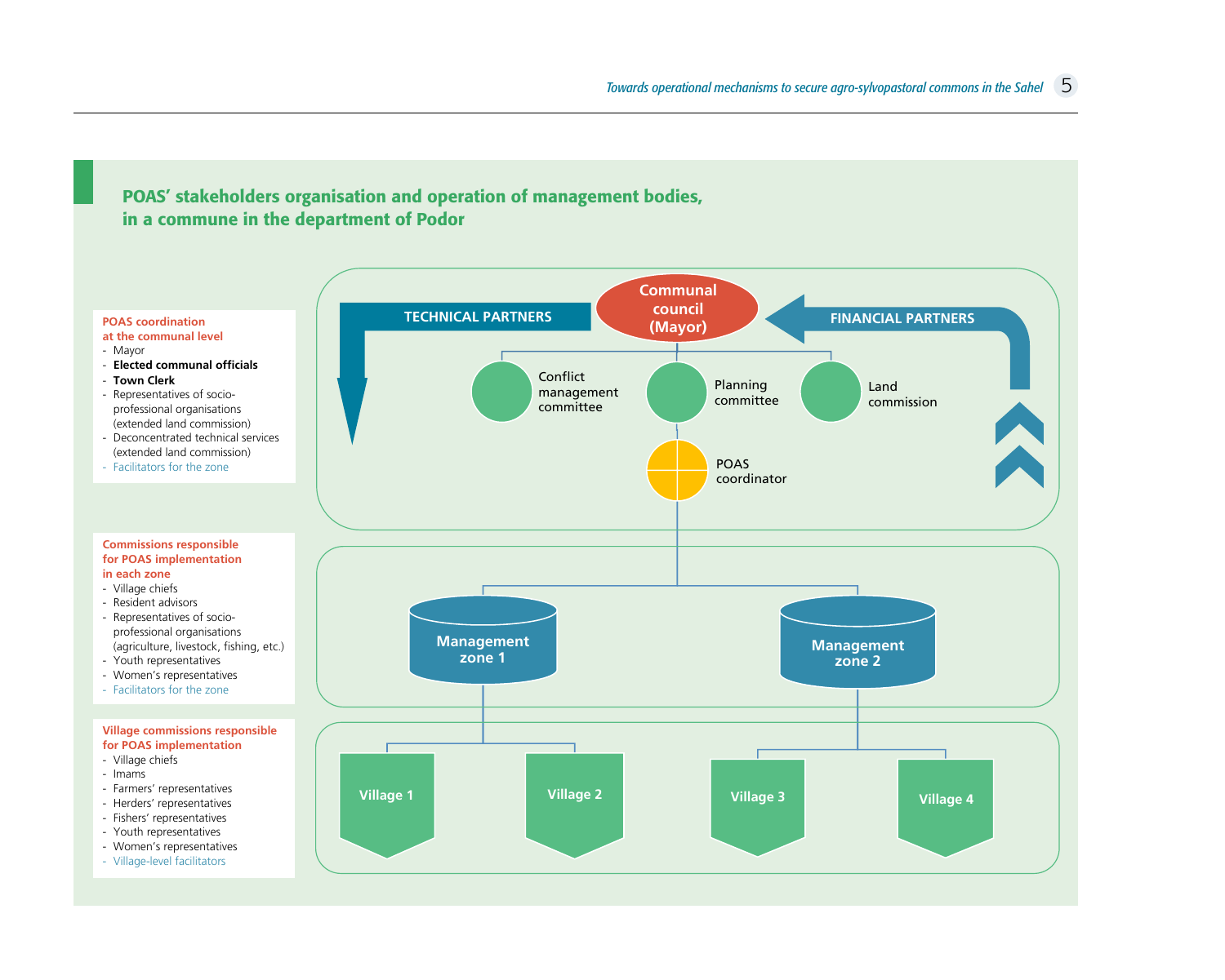## POAS' stakeholders organisation and operation of management bodies, in a commune in the department of Podor

**POAS coordination at the communal level**

- Mayor
- **Elected communal officials**
- **Town Clerk**
- Representatives of socio-professional organisations (extended land commission)
- Deconcentrated technical services (extended land commission)
- Facilitators for the zone

**Commissions responsible for POAS implementation in each zone**

- Village chiefs
- Resident advisors
- Representatives of socio-professional organisations (agriculture, livestock, fishing, etc.)
- Youth representatives
- Women's representatives
- Facilitators for the zone

**Village commissions responsible for POAS implementation**

- Village chiefs
- Imams
- Farmers' representatives
- Herders' representatives
- Fishers' representatives
- Youth representatives
- Women's representatives
- Village-level facilitators

TECHNICAL PARTNERS

Communal council (Mayor)

FINANCIAL PARTNERS

Conflict management committee

Planning committee

Land commission

POAS coordinator

Management zone 1

Management zone 2

Village 1

Village 2

Village 3

Village 4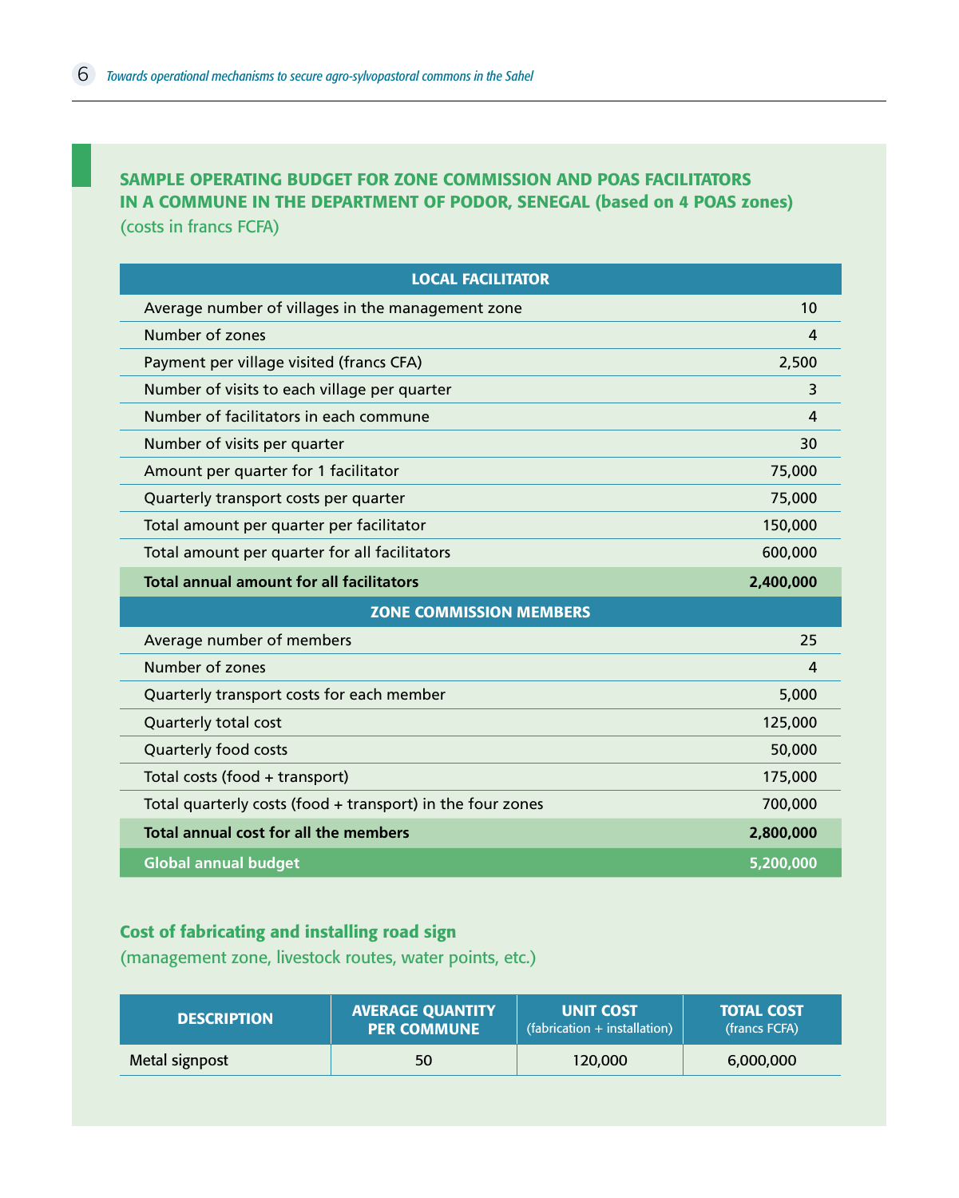## SAMPLE OPERATING BUDGET FOR ZONE COMMISSION AND POAS FACILITATORS IN A COMMUNE IN THE DEPARTMENT OF PODOR, SENEGAL (based on 4 POAS zones)

(costs in francs FCFA)

| LOCAL FACILITATOR | |
|---|---|
| Average number of villages in the management zone | 10 |
| Number of zones | 4 |
| Payment per village visited (francs CFA) | 2,500 |
| Number of visits to each village per quarter | 3 |
| Number of facilitators in each commune | 4 |
| Number of visits per quarter | 30 |
| Amount per quarter for 1 facilitator | 75,000 |
| Quarterly transport costs per quarter | 75,000 |
| Total amount per quarter per facilitator | 150,000 |
| Total amount per quarter for all facilitators | 600,000 |
| **Total annual amount for all facilitators** | **2,400,000** |
| **ZONE COMMISSION MEMBERS** | |
| Average number of members | 25 |
| Number of zones | 4 |
| Quarterly transport costs for each member | 5,000 |
| Quarterly total cost | 125,000 |
| Quarterly food costs | 50,000 |
| Total costs (food + transport) | 175,000 |
| Total quarterly costs (food + transport) in the four zones | 700,000 |
| **Total annual cost for all the members** | **2,800,000** |
| **Global annual budget** | **5,200,000** |

### Cost of fabricating and installing road sign

(management zone, livestock routes, water points, etc.)

| DESCRIPTION | AVERAGE QUANTITY PER COMMUNE | UNIT COST (fabrication + installation) | TOTAL COST (francs FCFA) |
|---|---|---|---|
| Metal signpost | 50 | 120,000 | 6,000,000 |